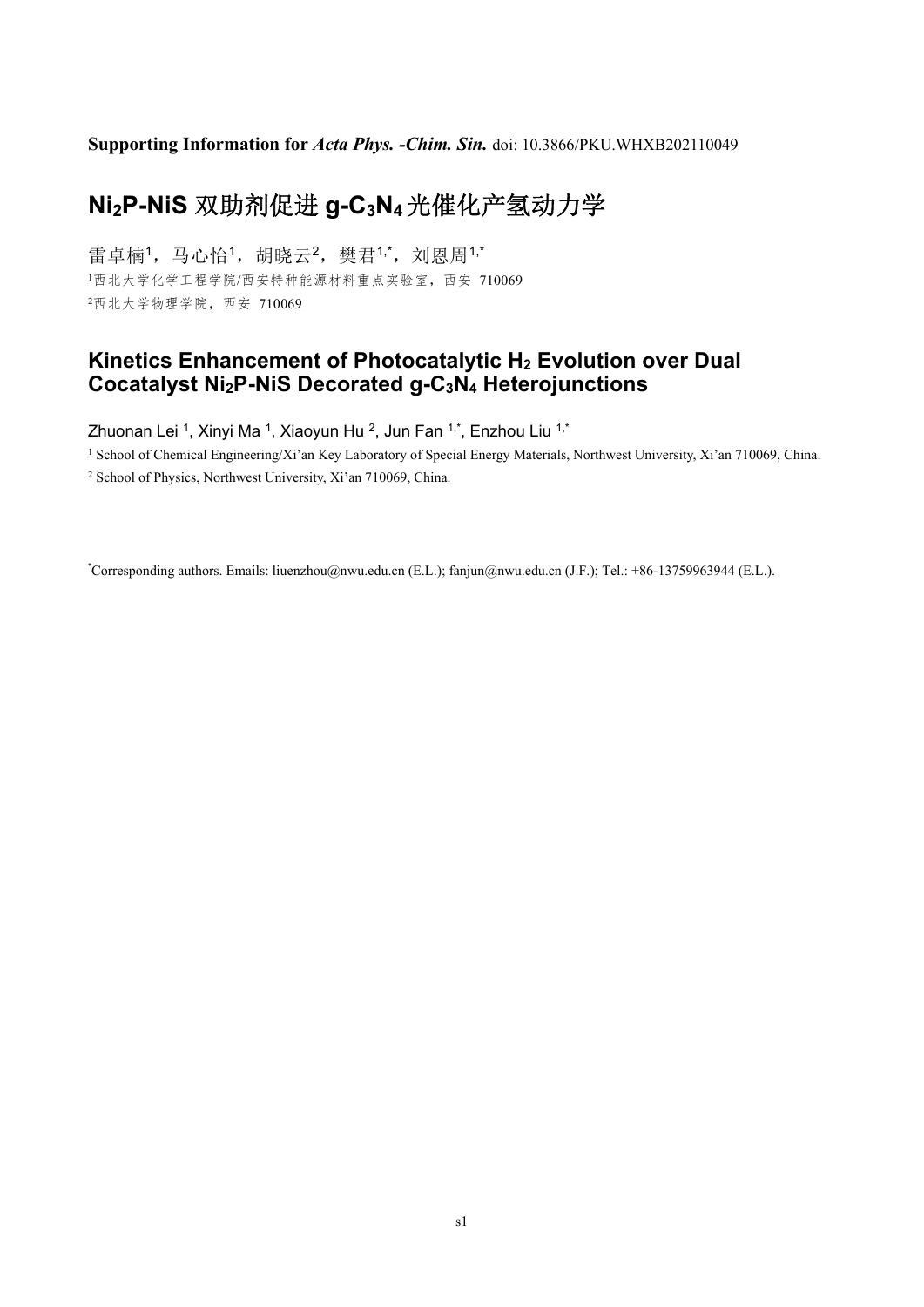**Supporting Information for *Acta Phys. -Chim. Sin.*** doi: 10.3866/PKU.WHXB202110049

# $Ni_2P$-NiS 双助剂促进 g-$C_3N_4$光催化产氢动力学

雷卓楠[1]，马心怡[1]，胡晓云[2]，樊君[1,*]，刘恩周[1,*]

[1]西北大学化学工程学院/西安特种能源材料重点实验室，西安 710069

[2]西北大学物理学院，西安 710069

# Kinetics Enhancement of Photocatalytic $H_2$ Evolution over Dual Cocatalyst $Ni_2P$-NiS Decorated g-$C_3N_4$ Heterojunctions

Zhuonan Lei [1], Xinyi Ma [1], Xiaoyun Hu [2], Jun Fan [1,*], Enzhou Liu [1,*]

[1] School of Chemical Engineering/Xi'an Key Laboratory of Special Energy Materials, Northwest University, Xi'an 710069, China.

[2] School of Physics, Northwest University, Xi'an 710069, China.

[*]Corresponding authors. Emails: liuenzhou@nwu.edu.cn (E.L.); fanjun@nwu.edu.cn (J.F.); Tel.: +86-13759963944 (E.L.).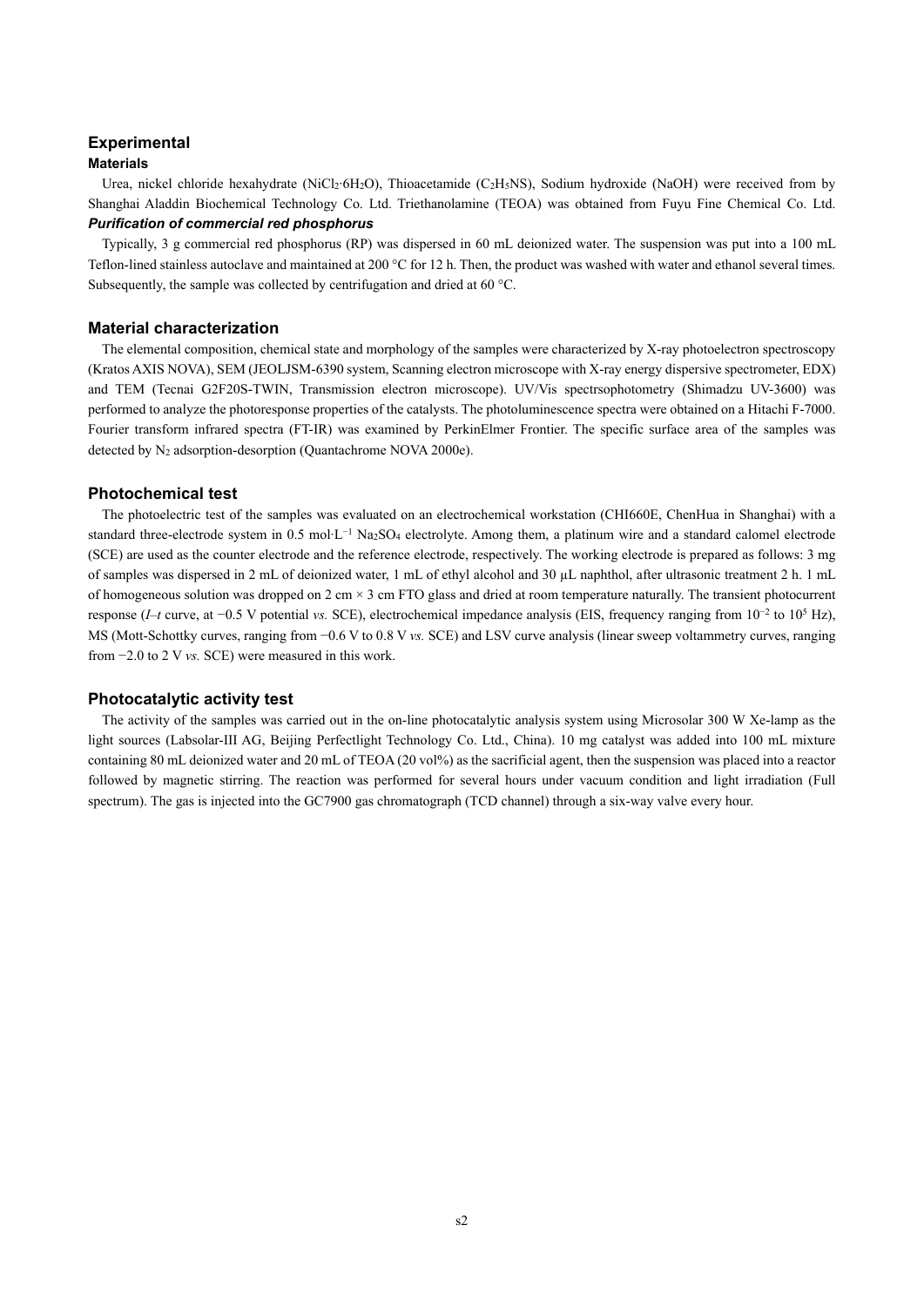## Experimental

### Materials

Urea, nickel chloride hexahydrate ($NiCl_2·6H_2O$), Thioacetamide ($C_2H_5NS$), Sodium hydroxide (NaOH) were received from by Shanghai Aladdin Biochemical Technology Co. Ltd. Triethanolamine (TEOA) was obtained from Fuyu Fine Chemical Co. Ltd.

### *Purification of commercial red phosphorus*

Typically, 3 g commercial red phosphorus (RP) was dispersed in 60 mL deionized water. The suspension was put into a 100 mL Teflon-lined stainless autoclave and maintained at 200 °C for 12 h. Then, the product was washed with water and ethanol several times. Subsequently, the sample was collected by centrifugation and dried at 60 °C.

## Material characterization

The elemental composition, chemical state and morphology of the samples were characterized by X-ray photoelectron spectroscopy (Kratos AXIS NOVA), SEM (JEOLJSM-6390 system, Scanning electron microscope with X-ray energy dispersive spectrometer, EDX) and TEM (Tecnai G2F20S-TWIN, Transmission electron microscope). UV/Vis spectrsophotometry (Shimadzu UV-3600) was performed to analyze the photoresponse properties of the catalysts. The photoluminescence spectra were obtained on a Hitachi F-7000. Fourier transform infrared spectra (FT-IR) was examined by PerkinElmer Frontier. The specific surface area of the samples was detected by $N_2$ adsorption-desorption (Quantachrome NOVA 2000e).

## Photochemical test

The photoelectric test of the samples was evaluated on an electrochemical workstation (CHI660E, ChenHua in Shanghai) with a standard three-electrode system in 0.5 mol·L$^{-1}$ $Na_2SO_4$ electrolyte. Among them, a platinum wire and a standard calomel electrode (SCE) are used as the counter electrode and the reference electrode, respectively. The working electrode is prepared as follows: 3 mg of samples was dispersed in 2 mL of deionized water, 1 mL of ethyl alcohol and 30 μL naphthol, after ultrasonic treatment 2 h. 1 mL of homogeneous solution was dropped on 2 cm × 3 cm FTO glass and dried at room temperature naturally. The transient photocurrent response (*I–t* curve, at −0.5 V potential *vs.* SCE), electrochemical impedance analysis (EIS, frequency ranging from $10^{-2}$ to $10^{5}$ Hz), MS (Mott-Schottky curves, ranging from −0.6 V to 0.8 V *vs.* SCE) and LSV curve analysis (linear sweep voltammetry curves, ranging from −2.0 to 2 V *vs.* SCE) were measured in this work.

## Photocatalytic activity test

The activity of the samples was carried out in the on-line photocatalytic analysis system using Microsolar 300 W Xe-lamp as the light sources (Labsolar-III AG, Beijing Perfectlight Technology Co. Ltd., China). 10 mg catalyst was added into 100 mL mixture containing 80 mL deionized water and 20 mL of TEOA (20 vol%) as the sacrificial agent, then the suspension was placed into a reactor followed by magnetic stirring. The reaction was performed for several hours under vacuum condition and light irradiation (Full spectrum). The gas is injected into the GC7900 gas chromatograph (TCD channel) through a six-way valve every hour.